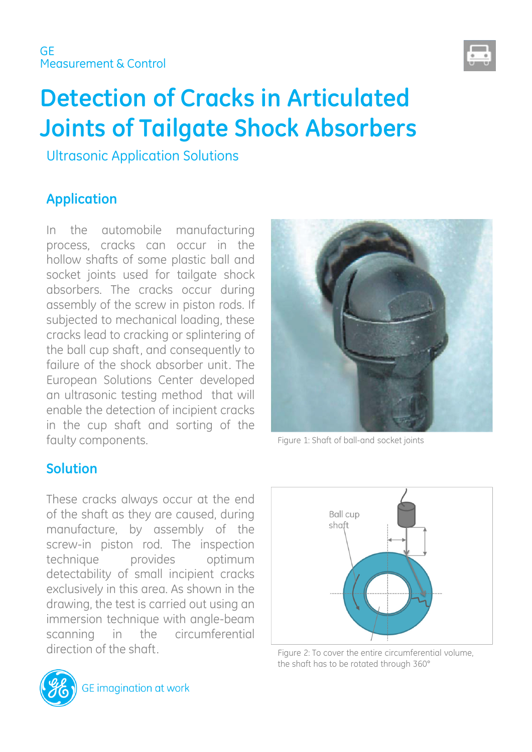GE
Measurement & Control

# Detection of Cracks in Articulated Joints of Tailgate Shock Absorbers

Ultrasonic Application Solutions

## Application

In the automobile manufacturing process, cracks can occur in the hollow shafts of some plastic ball and socket joints used for tailgate shock absorbers. The cracks occur during assembly of the screw in piston rods. If subjected to mechanical loading, these cracks lead to cracking or splintering of the ball cup shaft, and consequently to failure of the shock absorber unit. The European Solutions Center developed an ultrasonic testing method that will enable the detection of incipient cracks in the cup shaft and sorting of the faulty components.

Figure 1: Shaft of ball-and socket joints

## Solution

These cracks always occur at the end of the shaft as they are caused, during manufacture, by assembly of the screw-in piston rod. The inspection technique provides optimum detectability of small incipient cracks exclusively in this area. As shown in the drawing, the test is carried out using an immersion technique with angle-beam scanning in the circumferential direction of the shaft.

Ball cup shaft

Figure 2: To cover the entire circumferential volume, the shaft has to be rotated through 360°

GE imagination at work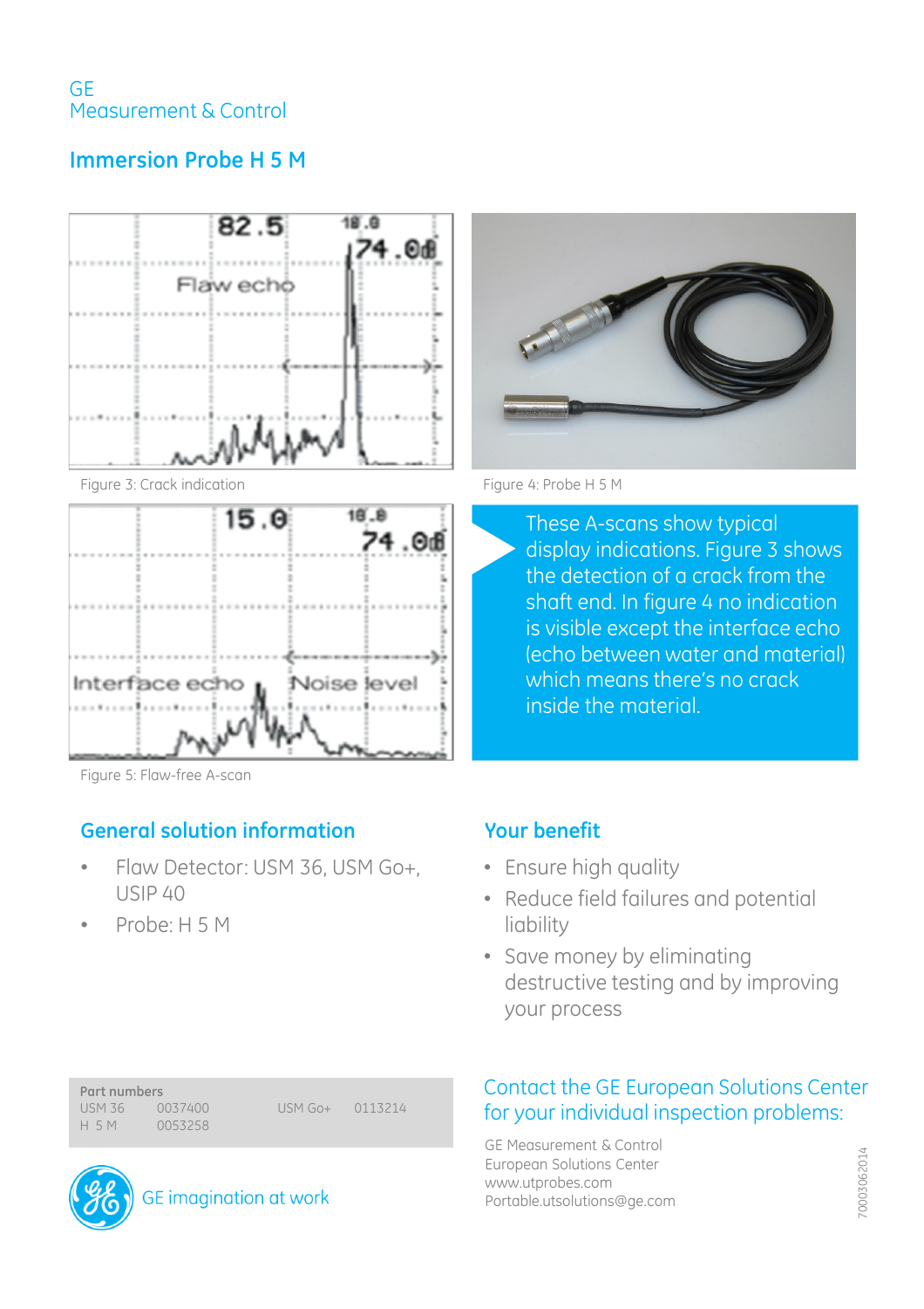GE
Measurement & Control

# Immersion Probe H 5 M

82.5
18.0
74.0dB
Flaw echo

Figure 3: Crack indication

Figure 4: Probe H 5 M

15.0
18.0
74.0dB
Interface echo
Noise level

Figure 5: Flaw-free A-scan

These A-scans show typical display indications. Figure 3 shows the detection of a crack from the shaft end. In figure 4 no indication is visible except the interface echo (echo between water and material) which means there's no crack inside the material.

## General solution information

- Flaw Detector: USM 36, USM Go+, USIP 40
- Probe: H 5 M

## Your benefit

- Ensure high quality
- Reduce field failures and potential liability
- Save money by eliminating destructive testing and by improving your process

**Part numbers**

| | | | |
|---|---|---|---|
| USM 36 | 0037400 | USM Go+ | 0113214 |
| H 5 M | 0053258 | | |

GE imagination at work

## Contact the GE European Solutions Center for your individual inspection problems:

GE Measurement & Control
European Solutions Center
www.utprobes.com
Portable.utsolutions@ge.com

70003062014